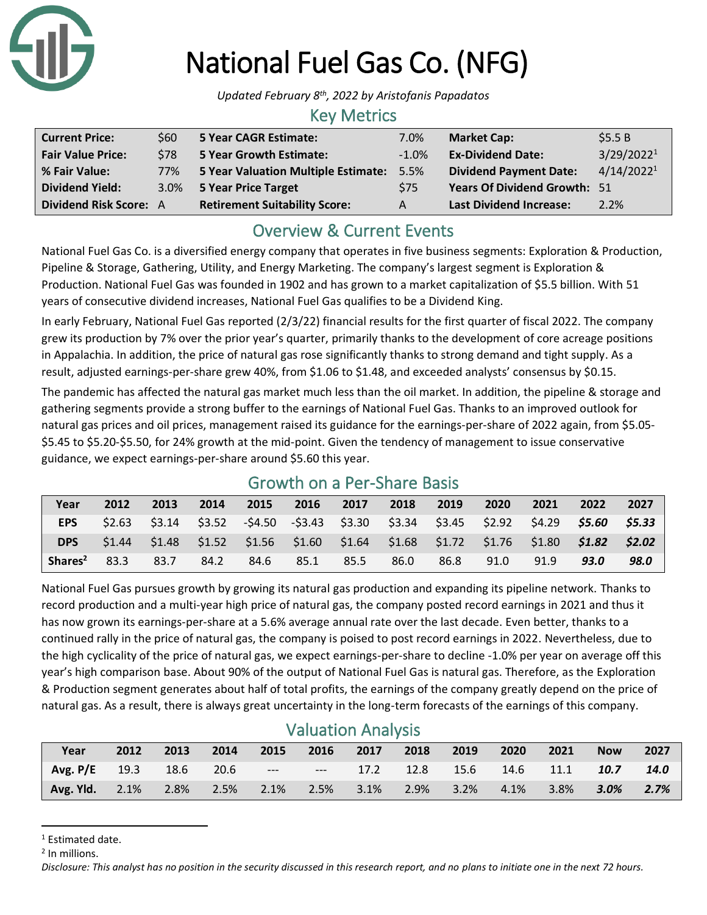# National Fuel Gas Co. (NFG)

*Updated February 8th, 2022 by Aristofanis Papadatos*

## Key Metrics

| | | | | | |
|---|---|---|---|---|---|
| **Current Price:** | $60 | **5 Year CAGR Estimate:** | 7.0% | **Market Cap:** | $5.5 B |
| **Fair Value Price:** | $78 | **5 Year Growth Estimate:** | -1.0% | **Ex-Dividend Date:** | 3/29/2022[1] |
| **% Fair Value:** | 77% | **5 Year Valuation Multiple Estimate:** | 5.5% | **Dividend Payment Date:** | 4/14/2022[1] |
| **Dividend Yield:** | 3.0% | **5 Year Price Target** | $75 | **Years Of Dividend Growth:** | 51 |
| **Dividend Risk Score:** | A | **Retirement Suitability Score:** | A | **Last Dividend Increase:** | 2.2% |

## Overview & Current Events

National Fuel Gas Co. is a diversified energy company that operates in five business segments: Exploration & Production, Pipeline & Storage, Gathering, Utility, and Energy Marketing. The company's largest segment is Exploration & Production. National Fuel Gas was founded in 1902 and has grown to a market capitalization of $5.5 billion. With 51 years of consecutive dividend increases, National Fuel Gas qualifies to be a Dividend King.

In early February, National Fuel Gas reported (2/3/22) financial results for the first quarter of fiscal 2022. The company grew its production by 7% over the prior year's quarter, primarily thanks to the development of core acreage positions in Appalachia. In addition, the price of natural gas rose significantly thanks to strong demand and tight supply. As a result, adjusted earnings-per-share grew 40%, from $1.06 to $1.48, and exceeded analysts' consensus by $0.15.

The pandemic has affected the natural gas market much less than the oil market. In addition, the pipeline & storage and gathering segments provide a strong buffer to the earnings of National Fuel Gas. Thanks to an improved outlook for natural gas prices and oil prices, management raised its guidance for the earnings-per-share of 2022 again, from $5.05-$5.45 to $5.20-$5.50, for 24% growth at the mid-point. Given the tendency of management to issue conservative guidance, we expect earnings-per-share around $5.60 this year.

## Growth on a Per-Share Basis

| Year | 2012 | 2013 | 2014 | 2015 | 2016 | 2017 | 2018 | 2019 | 2020 | 2021 | 2022 | 2027 |
|---|---|---|---|---|---|---|---|---|---|---|---|---|
| **EPS** | $2.63 | $3.14 | $3.52 | -$4.50 | -$3.43 | $3.30 | $3.34 | $3.45 | $2.92 | $4.29 | ***$5.60*** | ***$5.33*** |
| **DPS** | $1.44 | $1.48 | $1.52 | $1.56 | $1.60 | $1.64 | $1.68 | $1.72 | $1.76 | $1.80 | ***$1.82*** | ***$2.02*** |
| **Shares[2]** | 83.3 | 83.7 | 84.2 | 84.6 | 85.1 | 85.5 | 86.0 | 86.8 | 91.0 | 91.9 | ***93.0*** | ***98.0*** |

National Fuel Gas pursues growth by growing its natural gas production and expanding its pipeline network. Thanks to record production and a multi-year high price of natural gas, the company posted record earnings in 2021 and thus it has now grown its earnings-per-share at a 5.6% average annual rate over the last decade. Even better, thanks to a continued rally in the price of natural gas, the company is poised to post record earnings in 2022. Nevertheless, due to the high cyclicality of the price of natural gas, we expect earnings-per-share to decline -1.0% per year on average off this year's high comparison base. About 90% of the output of National Fuel Gas is natural gas. Therefore, as the Exploration & Production segment generates about half of total profits, the earnings of the company greatly depend on the price of natural gas. As a result, there is always great uncertainty in the long-term forecasts of the earnings of this company.

## Valuation Analysis

| Year | 2012 | 2013 | 2014 | 2015 | 2016 | 2017 | 2018 | 2019 | 2020 | 2021 | Now | 2027 |
|---|---|---|---|---|---|---|---|---|---|---|---|---|
| **Avg. P/E** | 19.3 | 18.6 | 20.6 | --- | --- | 17.2 | 12.8 | 15.6 | 14.6 | 11.1 | ***10.7*** | ***14.0*** |
| **Avg. Yld.** | 2.1% | 2.8% | 2.5% | 2.1% | 2.5% | 3.1% | 2.9% | 3.2% | 4.1% | 3.8% | ***3.0%*** | ***2.7%*** |

[1] Estimated date.

[2] In millions.

*Disclosure: This analyst has no position in the security discussed in this research report, and no plans to initiate one in the next 72 hours.*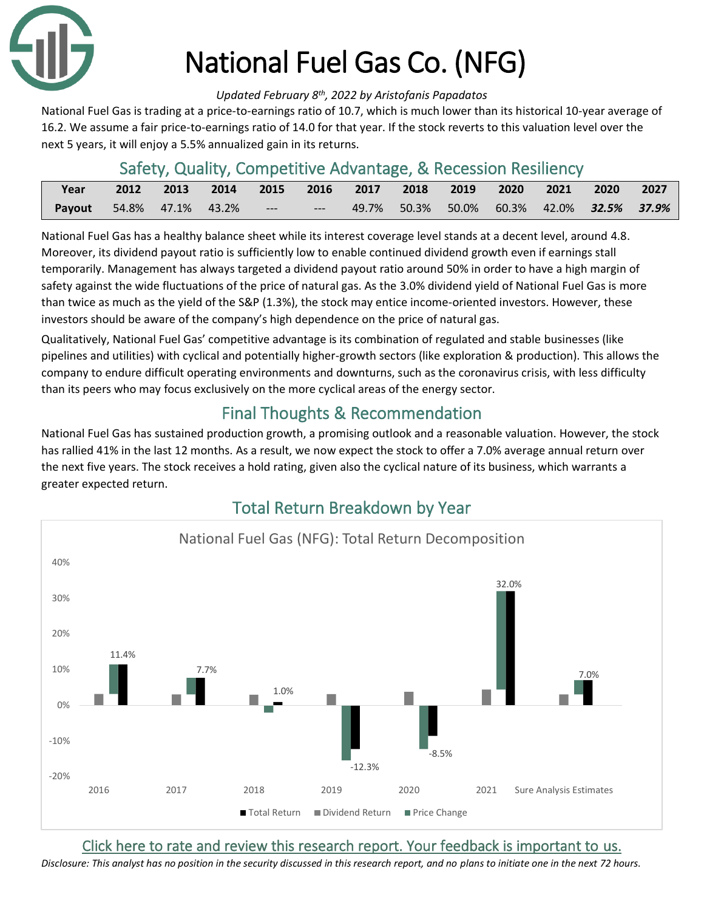# National Fuel Gas Co. (NFG)

*Updated February 8th, 2022 by Aristofanis Papadatos*

National Fuel Gas is trading at a price-to-earnings ratio of 10.7, which is much lower than its historical 10-year average of 16.2. We assume a fair price-to-earnings ratio of 14.0 for that year. If the stock reverts to this valuation level over the next 5 years, it will enjoy a 5.5% annualized gain in its returns.

## Safety, Quality, Competitive Advantage, & Recession Resiliency

| Year | 2012 | 2013 | 2014 | 2015 | 2016 | 2017 | 2018 | 2019 | 2020 | 2021 | 2020 | 2027 |
|---|---|---|---|---|---|---|---|---|---|---|---|---|
| Payout | 54.8% | 47.1% | 43.2% | --- | --- | 49.7% | 50.3% | 50.0% | 60.3% | 42.0% | ***32.5%*** | ***37.9%*** |

National Fuel Gas has a healthy balance sheet while its interest coverage level stands at a decent level, around 4.8. Moreover, its dividend payout ratio is sufficiently low to enable continued dividend growth even if earnings stall temporarily. Management has always targeted a dividend payout ratio around 50% in order to have a high margin of safety against the wide fluctuations of the price of natural gas. As the 3.0% dividend yield of National Fuel Gas is more than twice as much as the yield of the S&P (1.3%), the stock may entice income-oriented investors. However, these investors should be aware of the company's high dependence on the price of natural gas.

Qualitatively, National Fuel Gas' competitive advantage is its combination of regulated and stable businesses (like pipelines and utilities) with cyclical and potentially higher-growth sectors (like exploration & production). This allows the company to endure difficult operating environments and downturns, such as the coronavirus crisis, with less difficulty than its peers who may focus exclusively on the more cyclical areas of the energy sector.

## Final Thoughts & Recommendation

National Fuel Gas has sustained production growth, a promising outlook and a reasonable valuation. However, the stock has rallied 41% in the last 12 months. As a result, we now expect the stock to offer a 7.0% average annual return over the next five years. The stock receives a hold rating, given also the cyclical nature of its business, which warrants a greater expected return.

## Total Return Breakdown by Year

National Fuel Gas (NFG): Total Return Decomposition

| | 2016 | 2017 | 2018 | 2019 | 2020 | 2021 | Sure Analysis Estimates |
|---|---|---|---|---|---|---|---|
| Total Return | 11.4% | 7.7% | 1.0% | -12.3% | -8.5% | 32.0% | 7.0% |

Legend: Total Return, Dividend Return, Price Change

[Click here to rate and review this research report. Your feedback is important to us.]

*Disclosure: This analyst has no position in the security discussed in this research report, and no plans to initiate one in the next 72 hours.*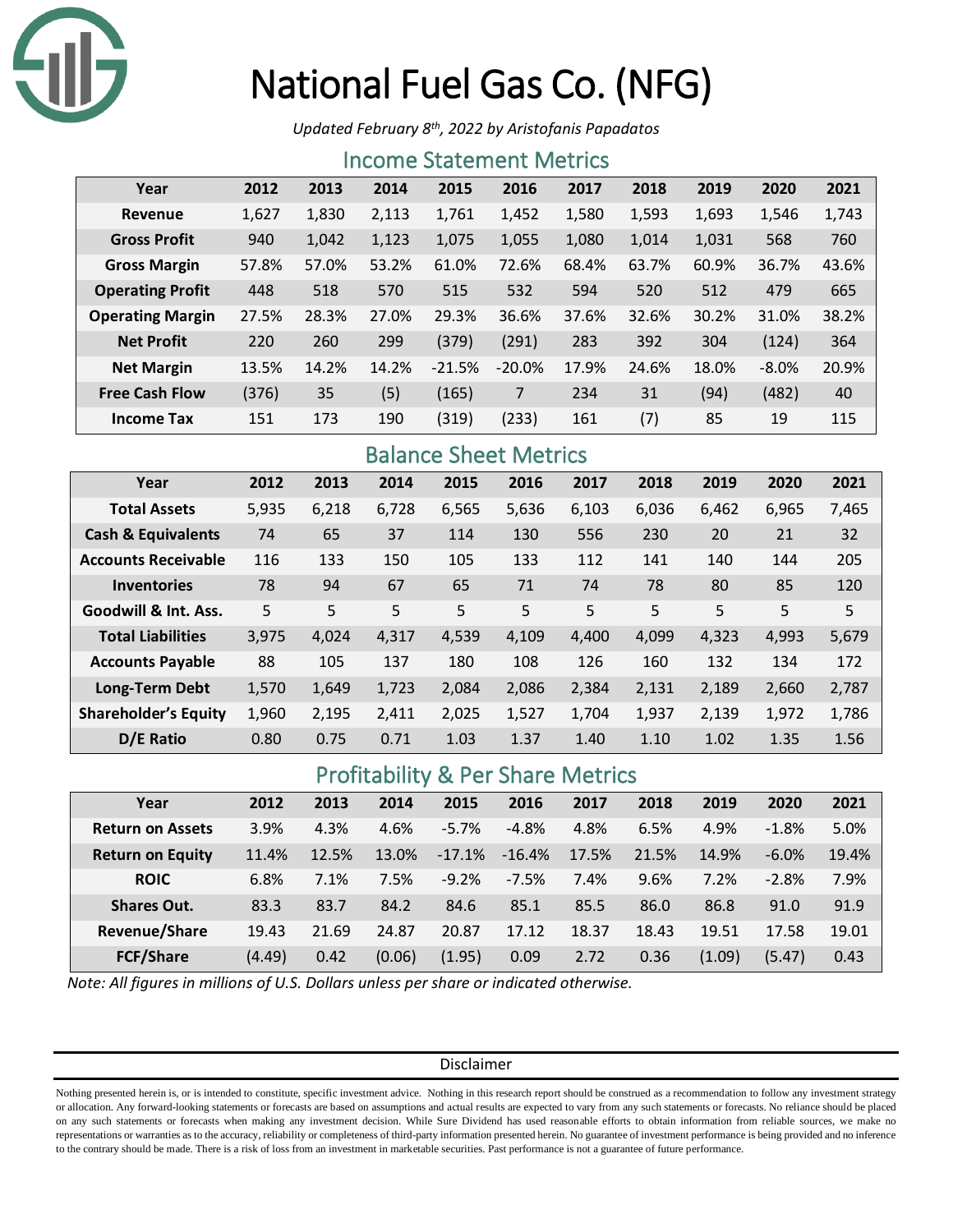# National Fuel Gas Co. (NFG)

*Updated February 8th, 2022 by Aristofanis Papadatos*

## Income Statement Metrics

| Year | 2012 | 2013 | 2014 | 2015 | 2016 | 2017 | 2018 | 2019 | 2020 | 2021 |
|---|---|---|---|---|---|---|---|---|---|---|
| **Revenue** | 1,627 | 1,830 | 2,113 | 1,761 | 1,452 | 1,580 | 1,593 | 1,693 | 1,546 | 1,743 |
| **Gross Profit** | 940 | 1,042 | 1,123 | 1,075 | 1,055 | 1,080 | 1,014 | 1,031 | 568 | 760 |
| **Gross Margin** | 57.8% | 57.0% | 53.2% | 61.0% | 72.6% | 68.4% | 63.7% | 60.9% | 36.7% | 43.6% |
| **Operating Profit** | 448 | 518 | 570 | 515 | 532 | 594 | 520 | 512 | 479 | 665 |
| **Operating Margin** | 27.5% | 28.3% | 27.0% | 29.3% | 36.6% | 37.6% | 32.6% | 30.2% | 31.0% | 38.2% |
| **Net Profit** | 220 | 260 | 299 | (379) | (291) | 283 | 392 | 304 | (124) | 364 |
| **Net Margin** | 13.5% | 14.2% | 14.2% | -21.5% | -20.0% | 17.9% | 24.6% | 18.0% | -8.0% | 20.9% |
| **Free Cash Flow** | (376) | 35 | (5) | (165) | 7 | 234 | 31 | (94) | (482) | 40 |
| **Income Tax** | 151 | 173 | 190 | (319) | (233) | 161 | (7) | 85 | 19 | 115 |

## Balance Sheet Metrics

| Year | 2012 | 2013 | 2014 | 2015 | 2016 | 2017 | 2018 | 2019 | 2020 | 2021 |
|---|---|---|---|---|---|---|---|---|---|---|
| **Total Assets** | 5,935 | 6,218 | 6,728 | 6,565 | 5,636 | 6,103 | 6,036 | 6,462 | 6,965 | 7,465 |
| **Cash & Equivalents** | 74 | 65 | 37 | 114 | 130 | 556 | 230 | 20 | 21 | 32 |
| **Accounts Receivable** | 116 | 133 | 150 | 105 | 133 | 112 | 141 | 140 | 144 | 205 |
| **Inventories** | 78 | 94 | 67 | 65 | 71 | 74 | 78 | 80 | 85 | 120 |
| **Goodwill & Int. Ass.** | 5 | 5 | 5 | 5 | 5 | 5 | 5 | 5 | 5 | 5 |
| **Total Liabilities** | 3,975 | 4,024 | 4,317 | 4,539 | 4,109 | 4,400 | 4,099 | 4,323 | 4,993 | 5,679 |
| **Accounts Payable** | 88 | 105 | 137 | 180 | 108 | 126 | 160 | 132 | 134 | 172 |
| **Long-Term Debt** | 1,570 | 1,649 | 1,723 | 2,084 | 2,086 | 2,384 | 2,131 | 2,189 | 2,660 | 2,787 |
| **Shareholder's Equity** | 1,960 | 2,195 | 2,411 | 2,025 | 1,527 | 1,704 | 1,937 | 2,139 | 1,972 | 1,786 |
| **D/E Ratio** | 0.80 | 0.75 | 0.71 | 1.03 | 1.37 | 1.40 | 1.10 | 1.02 | 1.35 | 1.56 |

## Profitability & Per Share Metrics

| Year | 2012 | 2013 | 2014 | 2015 | 2016 | 2017 | 2018 | 2019 | 2020 | 2021 |
|---|---|---|---|---|---|---|---|---|---|---|
| **Return on Assets** | 3.9% | 4.3% | 4.6% | -5.7% | -4.8% | 4.8% | 6.5% | 4.9% | -1.8% | 5.0% |
| **Return on Equity** | 11.4% | 12.5% | 13.0% | -17.1% | -16.4% | 17.5% | 21.5% | 14.9% | -6.0% | 19.4% |
| **ROIC** | 6.8% | 7.1% | 7.5% | -9.2% | -7.5% | 7.4% | 9.6% | 7.2% | -2.8% | 7.9% |
| **Shares Out.** | 83.3 | 83.7 | 84.2 | 84.6 | 85.1 | 85.5 | 86.0 | 86.8 | 91.0 | 91.9 |
| **Revenue/Share** | 19.43 | 21.69 | 24.87 | 20.87 | 17.12 | 18.37 | 18.43 | 19.51 | 17.58 | 19.01 |
| **FCF/Share** | (4.49) | 0.42 | (0.06) | (1.95) | 0.09 | 2.72 | 0.36 | (1.09) | (5.47) | 0.43 |

*Note: All figures in millions of U.S. Dollars unless per share or indicated otherwise.*

Disclaimer

Nothing presented herein is, or is intended to constitute, specific investment advice. Nothing in this research report should be construed as a recommendation to follow any investment strategy or allocation. Any forward-looking statements or forecasts are based on assumptions and actual results are expected to vary from any such statements or forecasts. No reliance should be placed on any such statements or forecasts when making any investment decision. While Sure Dividend has used reasonable efforts to obtain information from reliable sources, we make no representations or warranties as to the accuracy, reliability or completeness of third-party information presented herein. No guarantee of investment performance is being provided and no inference to the contrary should be made. There is a risk of loss from an investment in marketable securities. Past performance is not a guarantee of future performance.